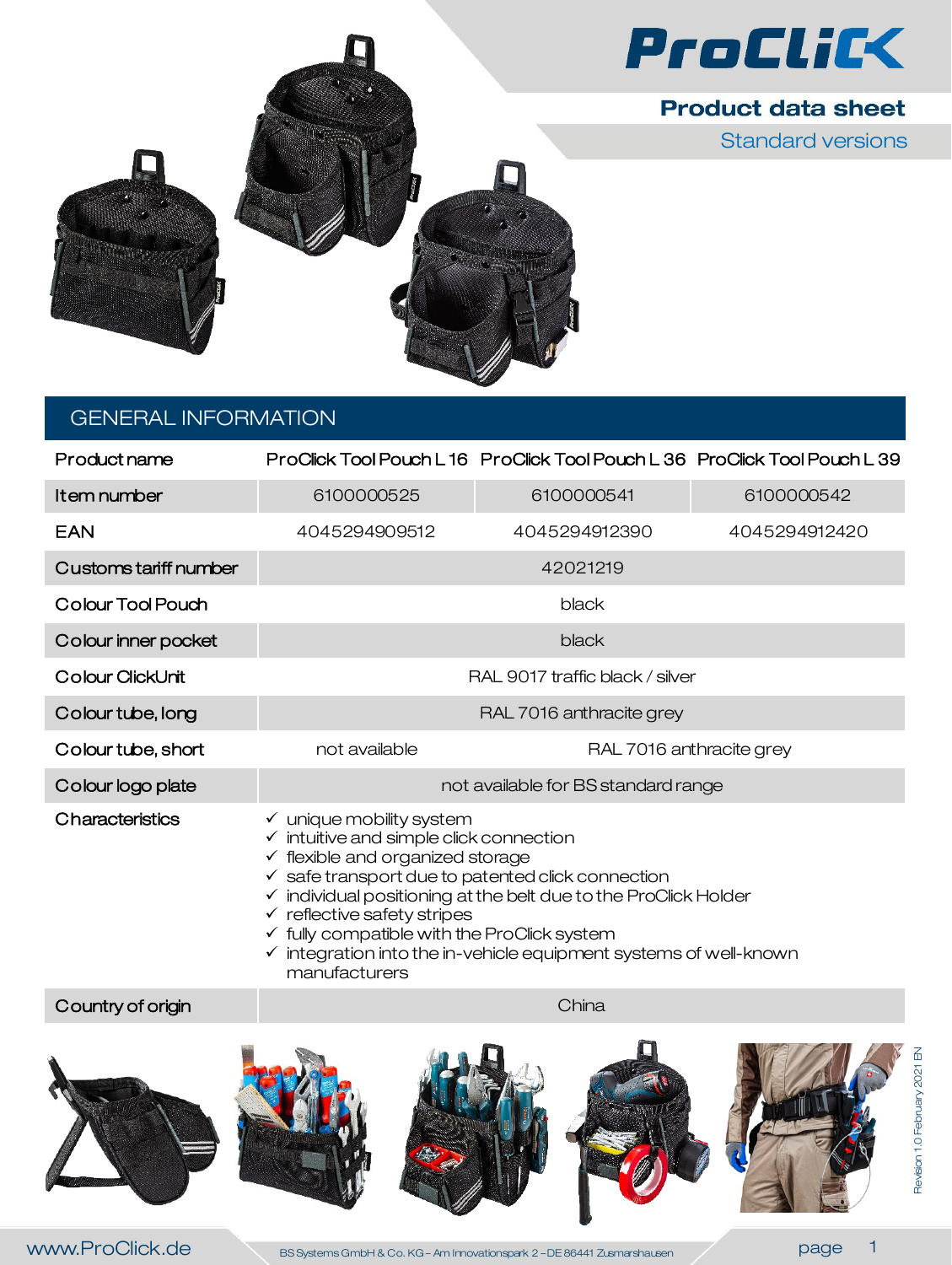# ProClick

## Product data sheet

### Standard versions

## GENERAL INFORMATION

| Product name | ProClick Tool Pouch L 16 | ProClick Tool Pouch L 36 | ProClick Tool Pouch L 39 |
|---|---|---|---|
| Item number | 6100000525 | 6100000541 | 6100000542 |
| EAN | 4045294909512 | 4045294912390 | 4045294912420 |
| Customs tariff number | 42021219 | | |
| Colour Tool Pouch | black | | |
| Colour inner pocket | black | | |
| Colour ClickUnit | RAL 9017 traffic black / silver | | |
| Colour tube, long | RAL 7016 anthracite grey | | |
| Colour tube, short | not available | RAL 7016 anthracite grey | |
| Colour logo plate | not available for BS standard range | | |
| Characteristics | ✓ unique mobility system<br>✓ intuitive and simple click connection<br>✓ flexible and organized storage<br>✓ safe transport due to patented click connection<br>✓ individual positioning at the belt due to the ProClick Holder<br>✓ reflective safety stripes<br>✓ fully compatible with the ProClick system<br>✓ integration into the in-vehicle equipment systems of well-known manufacturers | | |
| Country of origin | China | | |

Revision 1.0 February 2021 EN

www.ProClick.de

BS Systems GmbH & Co. KG – Am Innovationspark 2 – DE 86441 Zusmarshausen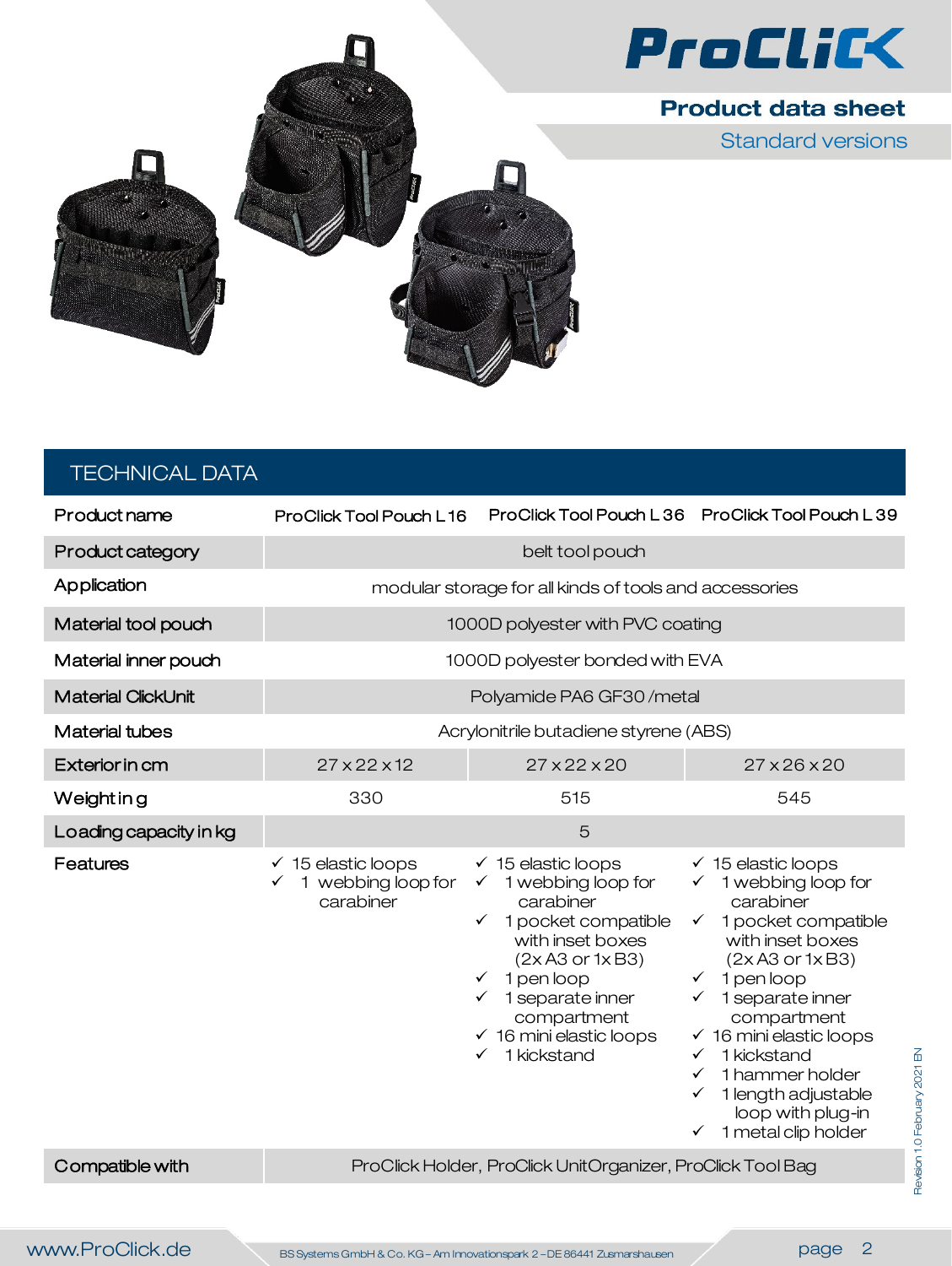# Product data sheet

## Standard versions

## TECHNICAL DATA

| Product name | ProClick Tool Pouch L 16 | ProClick Tool Pouch L 36 | ProClick Tool Pouch L 39 |
|---|---|---|---|
| Product category | belt tool pouch | | |
| Application | modular storage for all kinds of tools and accessories | | |
| Material tool pouch | 1000D polyester with PVC coating | | |
| Material inner pouch | 1000D polyester bonded with EVA | | |
| Material ClickUnit | Polyamide PA6 GF30 /metal | | |
| Material tubes | Acrylonitrile butadiene styrene (ABS) | | |
| Exterior in cm | 27 x 22 x 12 | 27 x 22 x 20 | 27 x 26 x 20 |
| Weight in g | 330 | 515 | 545 |
| Loading capacity in kg | 5 | | |
| Features | ✓ 15 elastic loops<br>✓ 1 webbing loop for carabiner | ✓ 15 elastic loops<br>✓ 1 webbing loop for carabiner<br>✓ 1 pocket compatible with inset boxes (2x A3 or 1x B3)<br>✓ 1 pen loop<br>✓ 1 separate inner compartment<br>✓ 16 mini elastic loops<br>✓ 1 kickstand | ✓ 15 elastic loops<br>✓ 1 webbing loop for carabiner<br>✓ 1 pocket compatible with inset boxes (2x A3 or 1x B3)<br>✓ 1 pen loop<br>✓ 1 separate inner compartment<br>✓ 16 mini elastic loops<br>✓ 1 kickstand<br>✓ 1 hammer holder<br>✓ 1 length adjustable loop with plug-in<br>✓ 1 metal clip holder |
| Compatible with | ProClick Holder, ProClick UnitOrganizer, ProClick Tool Bag | | |

Revision 1.0 February 2021 EN

www.ProClick.de

BS Systems GmbH & Co. KG – Am Innovationspark 2 – DE 86441 Zusmarshausen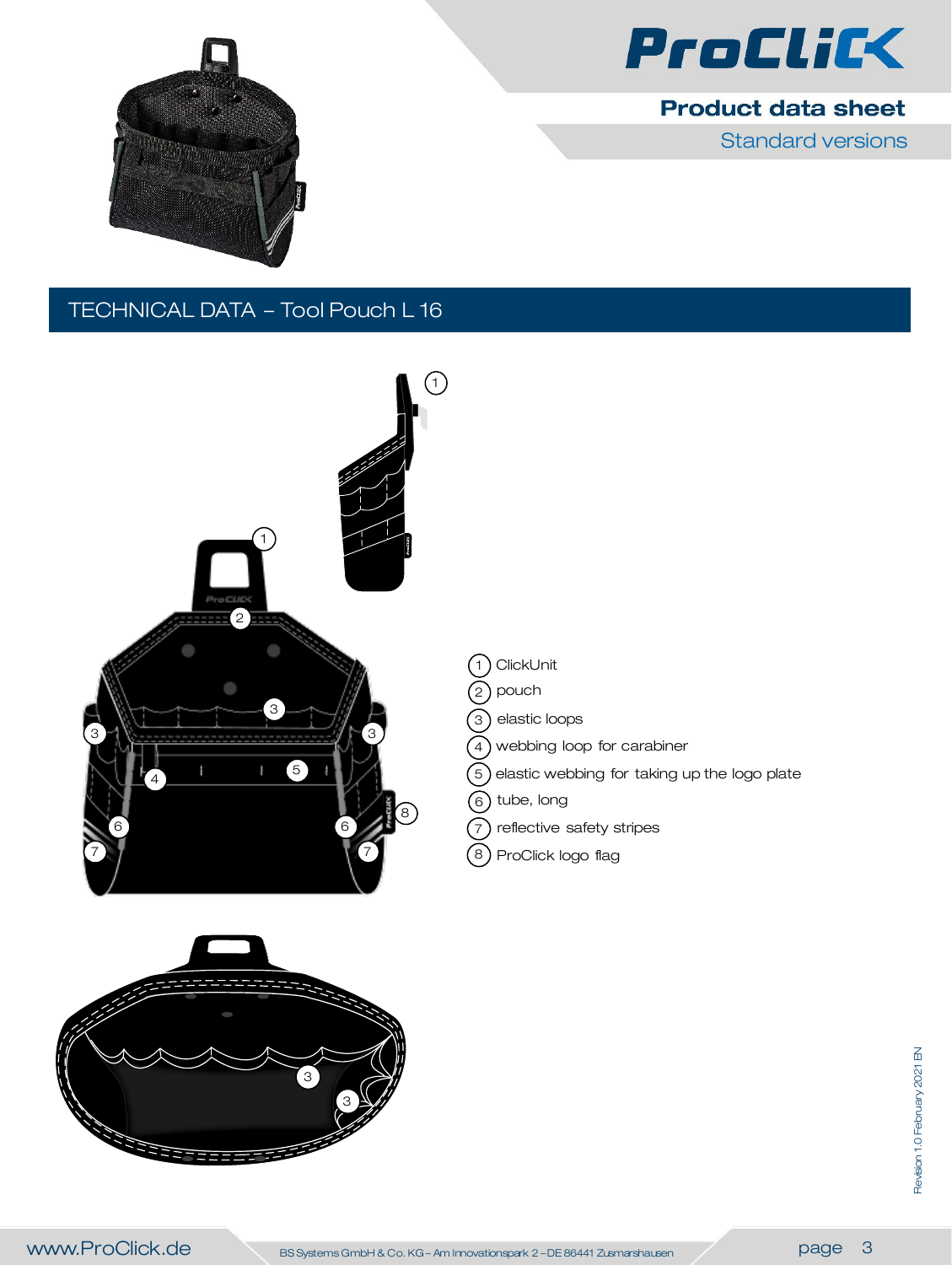ProClick

**Product data sheet**

Standard versions

## TECHNICAL DATA – Tool Pouch L 16

1. ClickUnit
2. pouch
3. elastic loops
4. webbing loop for carabiner
5. elastic webbing for taking up the logo plate
6. tube, long
7. reflective safety stripes
8. ProClick logo flag

Revision 1.0 February 2021 EN

www.ProClick.de

BS Systems GmbH & Co. KG – Am Innovationspark 2 – DE 86441 Zusmarshausen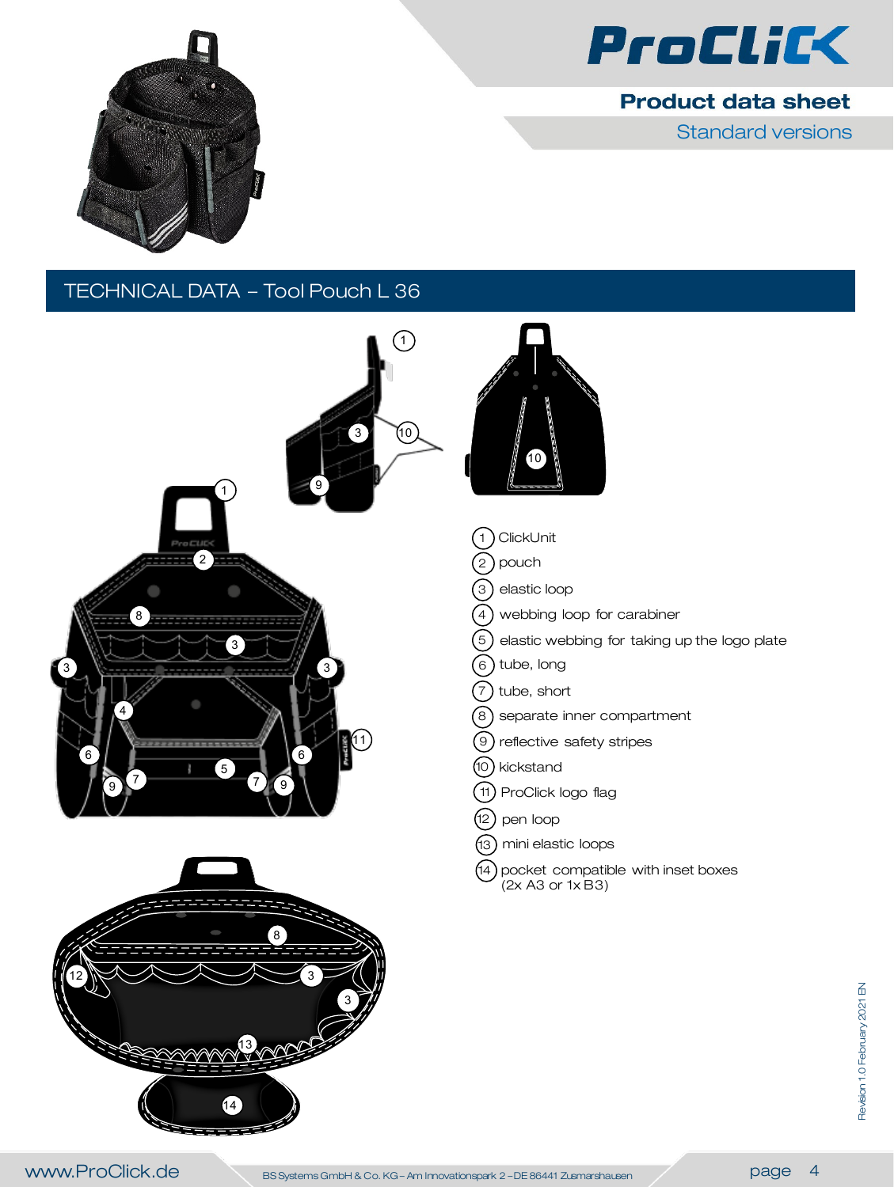# ProClick

## Product data sheet

Standard versions

## TECHNICAL DATA – Tool Pouch L 36

1. ClickUnit
2. pouch
3. elastic loop
4. webbing loop for carabiner
5. elastic webbing for taking up the logo plate
6. tube, long
7. tube, short
8. separate inner compartment
9. reflective safety stripes
10. kickstand
11. ProClick logo flag
12. pen loop
13. mini elastic loops
14. pocket compatible with inset boxes (2x A3 or 1x B3)

Revision 1.0 February 2021 EN

www.ProClick.de

BS Systems GmbH & Co. KG – Am Innovationspark 2 – DE 86441 Zusmarshausen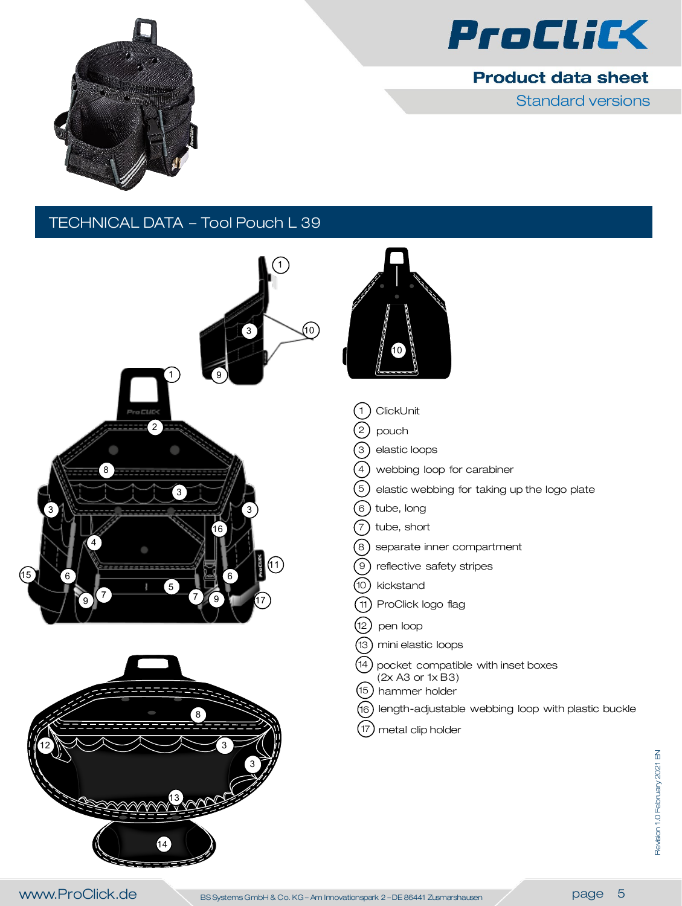# ProClick

## Product data sheet

Standard versions

## TECHNICAL DATA – Tool Pouch L 39

1. ClickUnit
2. pouch
3. elastic loops
4. webbing loop for carabiner
5. elastic webbing for taking up the logo plate
6. tube, long
7. tube, short
8. separate inner compartment
9. reflective safety stripes
10. kickstand
11. ProClick logo flag
12. pen loop
13. mini elastic loops
14. pocket compatible with inset boxes (2x A3 or 1x B3)
15. hammer holder
16. length-adjustable webbing loop with plastic buckle
17. metal clip holder

Revision 1.0 February 2021 EN

www.ProClick.de

BS Systems GmbH & Co. KG – Am Innovationspark 2 – DE 86441 Zusmarshausen